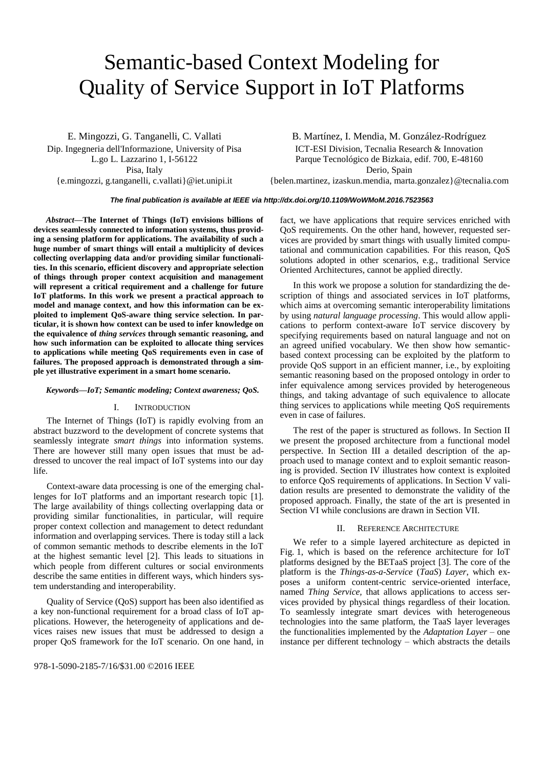# Semantic-based Context Modeling for Quality of Service Support in IoT Platforms

E. Mingozzi, G. Tanganelli, C. Vallati
Dip. Ingegneria dell'Informazione, University of Pisa
L.go L. Lazzarino 1, I-56122
Pisa, Italy
{e.mingozzi, g.tanganelli, c.vallati}@iet.unipi.it

B. Martínez, I. Mendia, M. González-Rodríguez
ICT-ESI Division, Tecnalia Research & Innovation
Parque Tecnológico de Bizkaia, edif. 700, E-48160
Derio, Spain
{belen.martinez, izaskun.mendia, marta.gonzalez}@tecnalia.com

***The final publication is available at IEEE via http://dx.doi.org/10.1109/WoWMoM.2016.7523563***

***Abstract*—The Internet of Things (IoT) envisions billions of devices seamlessly connected to information systems, thus providing a sensing platform for applications. The availability of such a huge number of smart things will entail a multiplicity of devices collecting overlapping data and/or providing similar functionalities. In this scenario, efficient discovery and appropriate selection of things through proper context acquisition and management will represent a critical requirement and a challenge for future IoT platforms. In this work we present a practical approach to model and manage context, and how this information can be exploited to implement QoS-aware thing service selection. In particular, it is shown how context can be used to infer knowledge on the equivalence of *thing services* through semantic reasoning, and how such information can be exploited to allocate thing services to applications while meeting QoS requirements even in case of failures. The proposed approach is demonstrated through a simple yet illustrative experiment in a smart home scenario.**

***Keywords*—IoT; Semantic modeling; Context awareness; QoS.**

## I. Introduction

The Internet of Things (IoT) is rapidly evolving from an abstract buzzword to the development of concrete systems that seamlessly integrate *smart things* into information systems. There are however still many open issues that must be addressed to uncover the real impact of IoT systems into our day life.

Context-aware data processing is one of the emerging challenges for IoT platforms and an important research topic [1]. The large availability of things collecting overlapping data or providing similar functionalities, in particular, will require proper context collection and management to detect redundant information and overlapping services. There is today still a lack of common semantic methods to describe elements in the IoT at the highest semantic level [2]. This leads to situations in which people from different cultures or social environments describe the same entities in different ways, which hinders system understanding and interoperability.

Quality of Service (QoS) support has been also identified as a key non-functional requirement for a broad class of IoT applications. However, the heterogeneity of applications and devices raises new issues that must be addressed to design a proper QoS framework for the IoT scenario. On one hand, in fact, we have applications that require services enriched with QoS requirements. On the other hand, however, requested services are provided by smart things with usually limited computational and communication capabilities. For this reason, QoS solutions adopted in other scenarios, e.g., traditional Service Oriented Architectures, cannot be applied directly.

In this work we propose a solution for standardizing the description of things and associated services in IoT platforms, which aims at overcoming semantic interoperability limitations by using *natural language processing*. This would allow applications to perform context-aware IoT service discovery by specifying requirements based on natural language and not on an agreed unified vocabulary. We then show how semantic-based context processing can be exploited by the platform to provide QoS support in an efficient manner, i.e., by exploiting semantic reasoning based on the proposed ontology in order to infer equivalence among services provided by heterogeneous things, and taking advantage of such equivalence to allocate thing services to applications while meeting QoS requirements even in case of failures.

The rest of the paper is structured as follows. In Section II we present the proposed architecture from a functional model perspective. In Section III a detailed description of the approach used to manage context and to exploit semantic reasoning is provided. Section IV illustrates how context is exploited to enforce QoS requirements of applications. In Section V validation results are presented to demonstrate the validity of the proposed approach. Finally, the state of the art is presented in Section VI while conclusions are drawn in Section VII.

## II. Reference Architecture

We refer to a simple layered architecture as depicted in Fig. 1, which is based on the reference architecture for IoT platforms designed by the BETaaS project [3]. The core of the platform is the *Things-as-a-Service* (*TaaS*) *Layer*, which exposes a uniform content-centric service-oriented interface, named *Thing Service,* that allows applications to access services provided by physical things regardless of their location. To seamlessly integrate smart devices with heterogeneous technologies into the same platform, the TaaS layer leverages the functionalities implemented by the *Adaptation Layer* – one instance per different technology – which abstracts the details

978-1-5090-2185-7/16/$31.00 ©2016 IEEE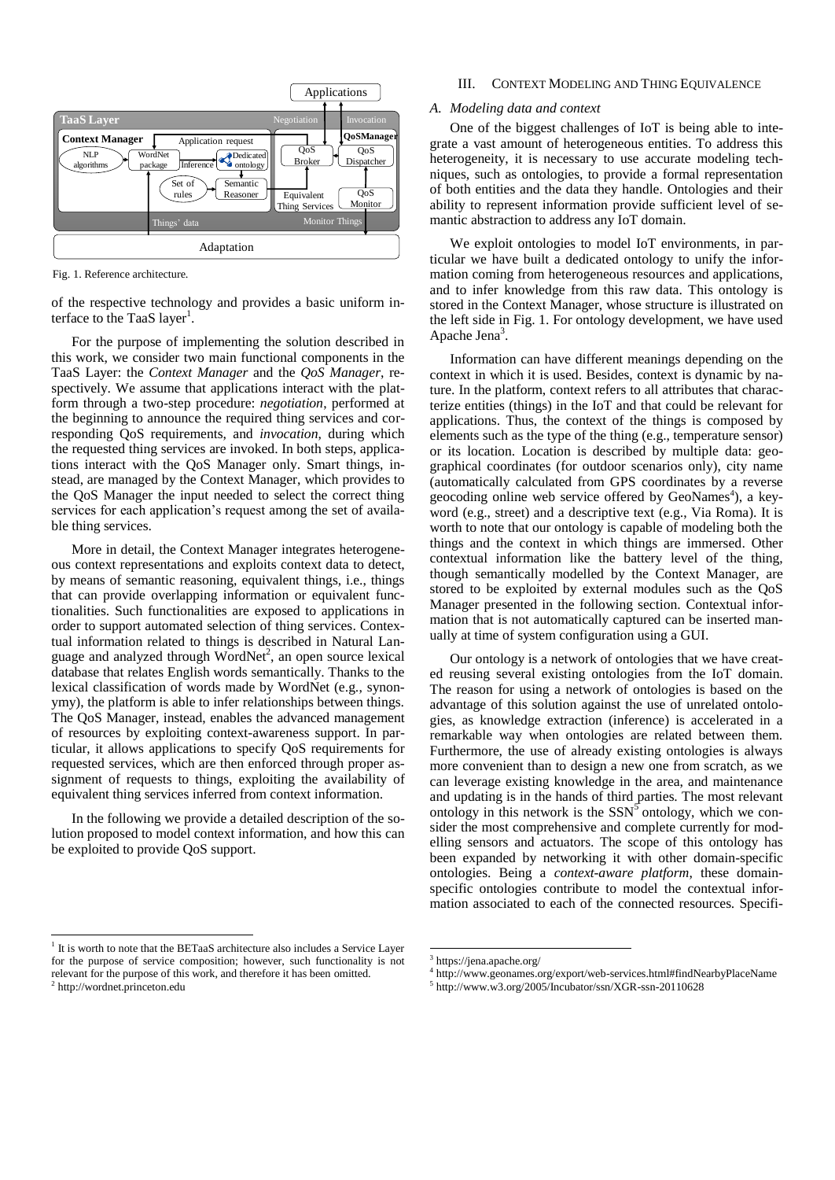Fig. 1. Reference architecture.

of the respective technology and provides a basic uniform interface to the TaaS layer[1].

For the purpose of implementing the solution described in this work, we consider two main functional components in the TaaS Layer: the *Context Manager* and the *QoS Manager*, respectively. We assume that applications interact with the platform through a two-step procedure: *negotiation*, performed at the beginning to announce the required thing services and corresponding QoS requirements, and *invocation*, during which the requested thing services are invoked. In both steps, applications interact with the QoS Manager only. Smart things, instead, are managed by the Context Manager, which provides to the QoS Manager the input needed to select the correct thing services for each application's request among the set of available thing services.

More in detail, the Context Manager integrates heterogeneous context representations and exploits context data to detect, by means of semantic reasoning, equivalent things, i.e., things that can provide overlapping information or equivalent functionalities. Such functionalities are exposed to applications in order to support automated selection of thing services. Contextual information related to things is described in Natural Language and analyzed through WordNet[2], an open source lexical database that relates English words semantically. Thanks to the lexical classification of words made by WordNet (e.g., synonymy), the platform is able to infer relationships between things. The QoS Manager, instead, enables the advanced management of resources by exploiting context-awareness support. In particular, it allows applications to specify QoS requirements for requested services, which are then enforced through proper assignment of requests to things, exploiting the availability of equivalent thing services inferred from context information.

In the following we provide a detailed description of the solution proposed to model context information, and how this can be exploited to provide QoS support.

## III. Context Modeling and Thing Equivalence

### A. Modeling data and context

One of the biggest challenges of IoT is being able to integrate a vast amount of heterogeneous entities. To address this heterogeneity, it is necessary to use accurate modeling techniques, such as ontologies, to provide a formal representation of both entities and the data they handle. Ontologies and their ability to represent information provide sufficient level of semantic abstraction to address any IoT domain.

We exploit ontologies to model IoT environments, in particular we have built a dedicated ontology to unify the information coming from heterogeneous resources and applications, and to infer knowledge from this raw data. This ontology is stored in the Context Manager, whose structure is illustrated on the left side in Fig. 1. For ontology development, we have used Apache Jena[3].

Information can have different meanings depending on the context in which it is used. Besides, context is dynamic by nature. In the platform, context refers to all attributes that characterize entities (things) in the IoT and that could be relevant for applications. Thus, the context of the things is composed by elements such as the type of the thing (e.g., temperature sensor) or its location. Location is described by multiple data: geographical coordinates (for outdoor scenarios only), city name (automatically calculated from GPS coordinates by a reverse geocoding online web service offered by GeoNames[4]), a keyword (e.g., street) and a descriptive text (e.g., Via Roma). It is worth to note that our ontology is capable of modeling both the things and the context in which things are immersed. Other contextual information like the battery level of the thing, though semantically modelled by the Context Manager, are stored to be exploited by external modules such as the QoS Manager presented in the following section. Contextual information that is not automatically captured can be inserted manually at time of system configuration using a GUI.

Our ontology is a network of ontologies that we have created reusing several existing ontologies from the IoT domain. The reason for using a network of ontologies is based on the advantage of this solution against the use of unrelated ontologies, as knowledge extraction (inference) is accelerated in a remarkable way when ontologies are related between them. Furthermore, the use of already existing ontologies is always more convenient than to design a new one from scratch, as we can leverage existing knowledge in the area, and maintenance and updating is in the hands of third parties. The most relevant ontology in this network is the SSN[5] ontology, which we consider the most comprehensive and complete currently for modelling sensors and actuators. The scope of this ontology has been expanded by networking it with other domain-specific ontologies. Being a *context-aware platform*, these domain-specific ontologies contribute to model the contextual information associated to each of the connected resources. Specifi-

[1] It is worth to note that the BETaaS architecture also includes a Service Layer for the purpose of service composition; however, such functionality is not relevant for the purpose of this work, and therefore it has been omitted.

[2] http://wordnet.princeton.edu

[3] https://jena.apache.org/

[4] http://www.geonames.org/export/web-services.html#findNearbyPlaceName

[5] http://www.w3.org/2005/Incubator/ssn/XGR-ssn-20110628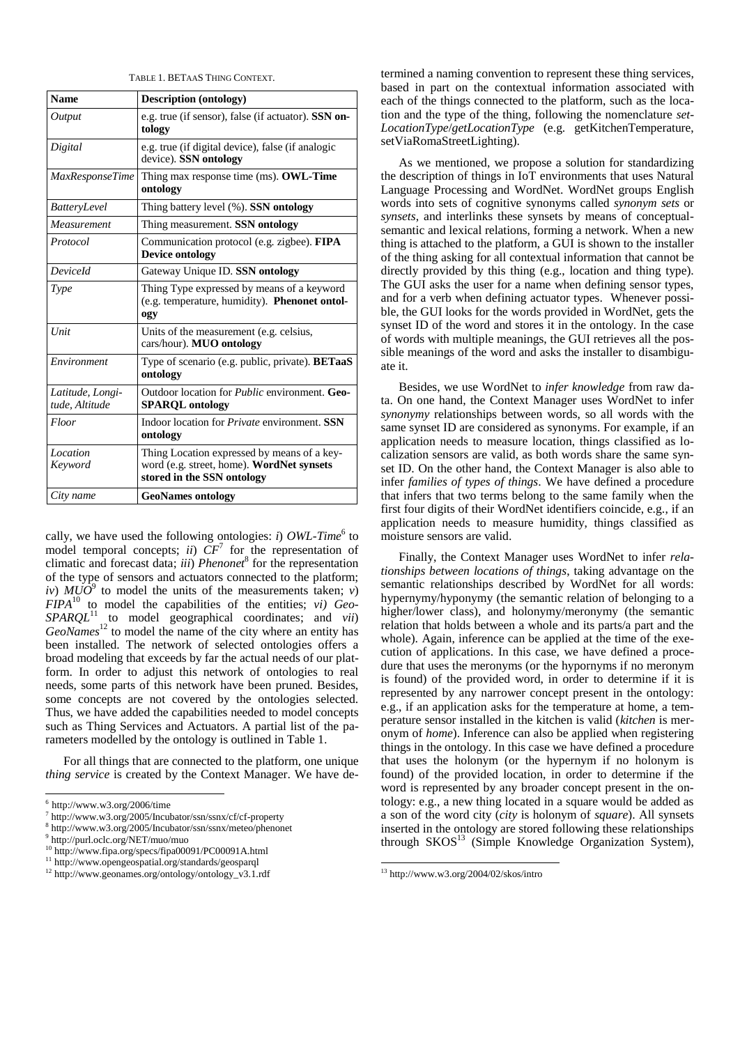TABLE 1. BETAAS THING CONTEXT.

| Name | Description (ontology) |
| --- | --- |
| *Output* | e.g. true (if sensor), false (if actuator). **SSN ontology** |
| *Digital* | e.g. true (if digital device), false (if analogic device). **SSN ontology** |
| *MaxResponseTime* | Thing max response time (ms). **OWL-Time ontology** |
| *BatteryLevel* | Thing battery level (%). **SSN ontology** |
| *Measurement* | Thing measurement. **SSN ontology** |
| *Protocol* | Communication protocol (e.g. zigbee). **FIPA Device ontology** |
| *DeviceId* | Gateway Unique ID. **SSN ontology** |
| *Type* | Thing Type expressed by means of a keyword (e.g. temperature, humidity). **Phenonet ontology** |
| *Unit* | Units of the measurement (e.g. celsius, cars/hour). **MUO ontology** |
| *Environment* | Type of scenario (e.g. public, private). **BETaaS ontology** |
| *Latitude, Longitude, Altitude* | Outdoor location for *Public* environment. **GeoSPARQL ontology** |
| *Floor* | Indoor location for *Private* environment. **SSN ontology** |
| *Location Keyword* | Thing Location expressed by means of a keyword (e.g. street, home). **WordNet synsets stored in the SSN ontology** |
| *City name* | **GeoNames ontology** |

cally, we have used the following ontologies: *i*) *OWL-Time*[6] to model temporal concepts; *ii*) *CF*[7] for the representation of climatic and forecast data; *iii*) *Phenonet*[8] for the representation of the type of sensors and actuators connected to the platform; *iv*) *MUO*[9] to model the units of the measurements taken; *v*) *FIPA*[10] to model the capabilities of the entities; *vi) GeoSPARQL*[11] to model geographical coordinates; and *vii*) *GeoNames*[12] to model the name of the city where an entity has been installed. The network of selected ontologies offers a broad modeling that exceeds by far the actual needs of our platform. In order to adjust this network of ontologies to real needs, some parts of this network have been pruned. Besides, some concepts are not covered by the ontologies selected. Thus, we have added the capabilities needed to model concepts such as Thing Services and Actuators. A partial list of the parameters modelled by the ontology is outlined in Table 1.

For all things that are connected to the platform, one unique *thing service* is created by the Context Manager. We have determined a naming convention to represent these thing services, based in part on the contextual information associated with each of the things connected to the platform, such as the location and the type of the thing, following the nomenclature *setLocationType*/*getLocationType* (e.g. getKitchenTemperature, setViaRomaStreetLighting).

As we mentioned, we propose a solution for standardizing the description of things in IoT environments that uses Natural Language Processing and WordNet. WordNet groups English words into sets of cognitive synonyms called *synonym sets* or *synsets*, and interlinks these synsets by means of conceptual-semantic and lexical relations, forming a network. When a new thing is attached to the platform, a GUI is shown to the installer of the thing asking for all contextual information that cannot be directly provided by this thing (e.g., location and thing type). The GUI asks the user for a name when defining sensor types, and for a verb when defining actuator types. Whenever possible, the GUI looks for the words provided in WordNet, gets the synset ID of the word and stores it in the ontology. In the case of words with multiple meanings, the GUI retrieves all the possible meanings of the word and asks the installer to disambiguate it.

Besides, we use WordNet to *infer knowledge* from raw data. On one hand, the Context Manager uses WordNet to infer *synonymy* relationships between words, so all words with the same synset ID are considered as synonyms. For example, if an application needs to measure location, things classified as localization sensors are valid, as both words share the same synset ID. On the other hand, the Context Manager is also able to infer *families of types of things*. We have defined a procedure that infers that two terms belong to the same family when the first four digits of their WordNet identifiers coincide, e.g., if an application needs to measure humidity, things classified as moisture sensors are valid.

Finally, the Context Manager uses WordNet to infer *relationships between locations of things*, taking advantage on the semantic relationships described by WordNet for all words: hypernymy/hyponymy (the semantic relation of belonging to a higher/lower class), and holonymy/meronymy (the semantic relation that holds between a whole and its parts/a part and the whole). Again, inference can be applied at the time of the execution of applications. In this case, we have defined a procedure that uses the meronyms (or the hyponyms if no meronym is found) of the provided word, in order to determine if it is represented by any narrower concept present in the ontology: e.g., if an application asks for the temperature at home, a temperature sensor installed in the kitchen is valid (*kitchen* is meronym of *home*). Inference can also be applied when registering things in the ontology. In this case we have defined a procedure that uses the holonym (or the hypernym if no holonym is found) of the provided location, in order to determine if the word is represented by any broader concept present in the ontology: e.g., a new thing located in a square would be added as a son of the word city (*city* is holonym of *square*). All synsets inserted in the ontology are stored following these relationships through SKOS[13] (Simple Knowledge Organization System),

[6] http://www.w3.org/2006/time

[7] http://www.w3.org/2005/Incubator/ssn/ssnx/cf/cf-property

[8] http://www.w3.org/2005/Incubator/ssn/ssnx/meteo/phenonet

[9] http://purl.oclc.org/NET/muo/muo

[10] http://www.fipa.org/specs/fipa00091/PC00091A.html

[11] http://www.opengeospatial.org/standards/geosparql

[12] http://www.geonames.org/ontology/ontology_v3.1.rdf

[13] http://www.w3.org/2004/02/skos/intro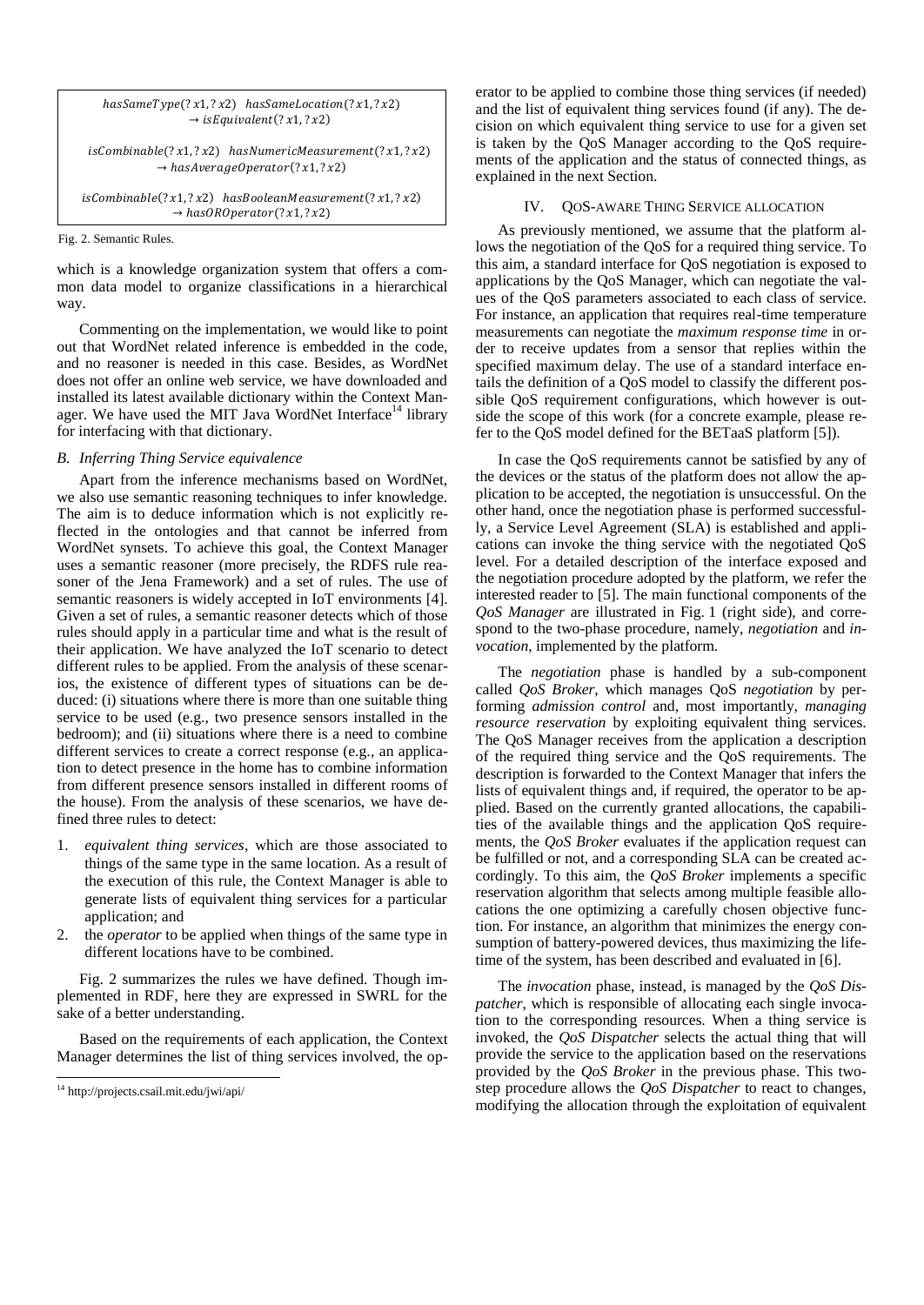$$hasSameType(?x1, ?x2) \;\; hasSameLocation(?x1, ?x2) \rightarrow isEquivalent(?x1, ?x2)$$

$$isCombinable(?x1, ?x2) \;\; hasNumericMeasurement(?x1, ?x2) \rightarrow hasAverageOperator(?x1, ?x2)$$

$$isCombinable(?x1, ?x2) \;\; hasBooleanMeasurement(?x1, ?x2) \rightarrow hasOROperator(?x1, ?x2)$$

Fig. 2. Semantic Rules.

which is a knowledge organization system that offers a common data model to organize classifications in a hierarchical way.

Commenting on the implementation, we would like to point out that WordNet related inference is embedded in the code, and no reasoner is needed in this case. Besides, as WordNet does not offer an online web service, we have downloaded and installed its latest available dictionary within the Context Manager. We have used the MIT Java WordNet Interface[14] library for interfacing with that dictionary.

### B. Inferring Thing Service equivalence

Apart from the inference mechanisms based on WordNet, we also use semantic reasoning techniques to infer knowledge. The aim is to deduce information which is not explicitly reflected in the ontologies and that cannot be inferred from WordNet synsets. To achieve this goal, the Context Manager uses a semantic reasoner (more precisely, the RDFS rule reasoner of the Jena Framework) and a set of rules. The use of semantic reasoners is widely accepted in IoT environments [4]. Given a set of rules, a semantic reasoner detects which of those rules should apply in a particular time and what is the result of their application. We have analyzed the IoT scenario to detect different rules to be applied. From the analysis of these scenarios, the existence of different types of situations can be deduced: (i) situations where there is more than one suitable thing service to be used (e.g., two presence sensors installed in the bedroom); and (ii) situations where there is a need to combine different services to create a correct response (e.g., an application to detect presence in the home has to combine information from different presence sensors installed in different rooms of the house). From the analysis of these scenarios, we have defined three rules to detect:

1. *equivalent thing services*, which are those associated to things of the same type in the same location. As a result of the execution of this rule, the Context Manager is able to generate lists of equivalent thing services for a particular application; and
2. the *operator* to be applied when things of the same type in different locations have to be combined.

Fig. 2 summarizes the rules we have defined. Though implemented in RDF, here they are expressed in SWRL for the sake of a better understanding.

Based on the requirements of each application, the Context Manager determines the list of thing services involved, the operator to be applied to combine those thing services (if needed) and the list of equivalent thing services found (if any). The decision on which equivalent thing service to use for a given set is taken by the QoS Manager according to the QoS requirements of the application and the status of connected things, as explained in the next Section.

## IV. QoS-AWARE THING SERVICE ALLOCATION

As previously mentioned, we assume that the platform allows the negotiation of the QoS for a required thing service. To this aim, a standard interface for QoS negotiation is exposed to applications by the QoS Manager, which can negotiate the values of the QoS parameters associated to each class of service. For instance, an application that requires real-time temperature measurements can negotiate the *maximum response time* in order to receive updates from a sensor that replies within the specified maximum delay. The use of a standard interface entails the definition of a QoS model to classify the different possible QoS requirement configurations, which however is outside the scope of this work (for a concrete example, please refer to the QoS model defined for the BETaaS platform [5]).

In case the QoS requirements cannot be satisfied by any of the devices or the status of the platform does not allow the application to be accepted, the negotiation is unsuccessful. On the other hand, once the negotiation phase is performed successfully, a Service Level Agreement (SLA) is established and applications can invoke the thing service with the negotiated QoS level. For a detailed description of the interface exposed and the negotiation procedure adopted by the platform, we refer the interested reader to [5]. The main functional components of the *QoS Manager* are illustrated in Fig. 1 (right side), and correspond to the two-phase procedure, namely, *negotiation* and *invocation*, implemented by the platform.

The *negotiation* phase is handled by a sub-component called *QoS Broker*, which manages QoS *negotiation* by performing *admission control* and, most importantly, *managing resource reservation* by exploiting equivalent thing services. The QoS Manager receives from the application a description of the required thing service and the QoS requirements. The description is forwarded to the Context Manager that infers the lists of equivalent things and, if required, the operator to be applied. Based on the currently granted allocations, the capabilities of the available things and the application QoS requirements, the *QoS Broker* evaluates if the application request can be fulfilled or not, and a corresponding SLA can be created accordingly. To this aim, the *QoS Broker* implements a specific reservation algorithm that selects among multiple feasible allocations the one optimizing a carefully chosen objective function. For instance, an algorithm that minimizes the energy consumption of battery-powered devices, thus maximizing the lifetime of the system, has been described and evaluated in [6].

The *invocation* phase, instead, is managed by the *QoS Dispatcher*, which is responsible of allocating each single invocation to the corresponding resources. When a thing service is invoked, the *QoS Dispatcher* selects the actual thing that will provide the service to the application based on the reservations provided by the *QoS Broker* in the previous phase. This two-step procedure allows the *QoS Dispatcher* to react to changes, modifying the allocation through the exploitation of equivalent

[14] http://projects.csail.mit.edu/jwi/api/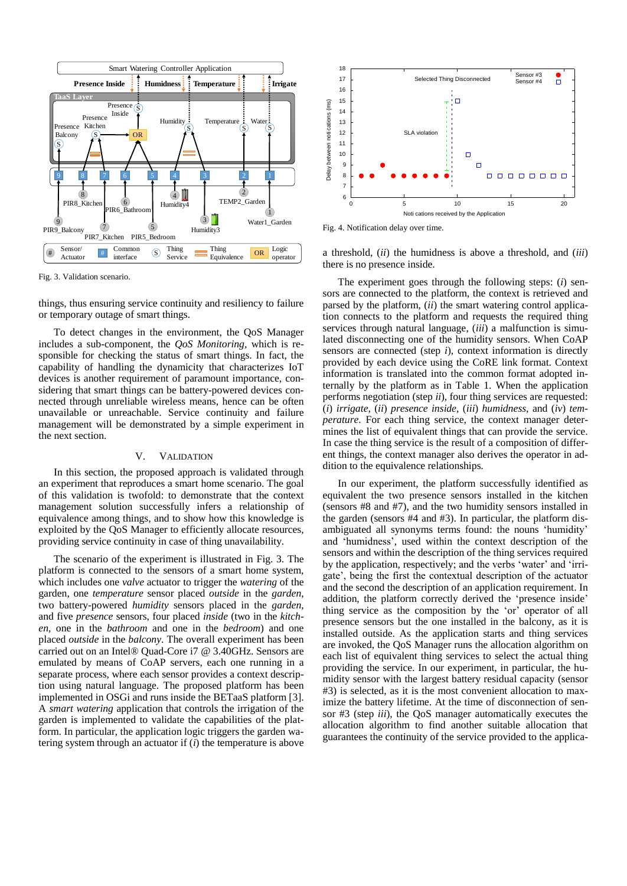Fig. 3. Validation scenario.

things, thus ensuring service continuity and resiliency to failure or temporary outage of smart things.

To detect changes in the environment, the QoS Manager includes a sub-component, the *QoS Monitoring*, which is responsible for checking the status of smart things. In fact, the capability of handling the dynamicity that characterizes IoT devices is another requirement of paramount importance, considering that smart things can be battery-powered devices connected through unreliable wireless means, hence can be often unavailable or unreachable. Service continuity and failure management will be demonstrated by a simple experiment in the next section.

## V. Validation

In this section, the proposed approach is validated through an experiment that reproduces a smart home scenario. The goal of this validation is twofold: to demonstrate that the context management solution successfully infers a relationship of equivalence among things, and to show how this knowledge is exploited by the QoS Manager to efficiently allocate resources, providing service continuity in case of thing unavailability.

The scenario of the experiment is illustrated in Fig. 3. The platform is connected to the sensors of a smart home system, which includes one *valve* actuator to trigger the *watering* of the garden, one *temperature* sensor placed *outside* in the *garden*, two battery-powered *humidity* sensors placed in the *garden*, and five *presence* sensors, four placed *inside* (two in the *kitchen*, one in the *bathroom* and one in the *bedroom*) and one placed *outside* in the *balcony*. The overall experiment has been carried out on an Intel® Quad-Core i7 @ 3.40GHz. Sensors are emulated by means of CoAP servers, each one running in a separate process, where each sensor provides a context description using natural language. The proposed platform has been implemented in OSGi and runs inside the BETaaS platform [3]. A *smart watering* application that controls the irrigation of the garden is implemented to validate the capabilities of the platform. In particular, the application logic triggers the garden watering system through an actuator if (*i*) the temperature is above a threshold, (*ii*) the humidness is above a threshold, and (*iii*) there is no presence inside.

Fig. 4. Notification delay over time.

The experiment goes through the following steps: (*i*) sensors are connected to the platform, the context is retrieved and parsed by the platform, (*ii*) the smart watering control application connects to the platform and requests the required thing services through natural language, (*iii*) a malfunction is simulated disconnecting one of the humidity sensors. When CoAP sensors are connected (step *i*), context information is directly provided by each device using the CoRE link format. Context information is translated into the common format adopted internally by the platform as in Table 1. When the application performs negotiation (step *ii*), four thing services are requested: (*i*) *irrigate*, (*ii*) *presence inside*, (*iii*) *humidness*, and (*iv*) *temperature*. For each thing service, the context manager determines the list of equivalent things that can provide the service. In case the thing service is the result of a composition of different things, the context manager also derives the operator in addition to the equivalence relationships.

In our experiment, the platform successfully identified as equivalent the two presence sensors installed in the kitchen (sensors #8 and #7), and the two humidity sensors installed in the garden (sensors #4 and #3). In particular, the platform disambiguated all synonyms terms found: the nouns ‘humidity’ and ‘humidness’, used within the context description of the sensors and within the description of the thing services required by the application, respectively; and the verbs ‘water’ and ‘irrigate’, being the first the contextual description of the actuator and the second the description of an application requirement. In addition, the platform correctly derived the ‘presence inside’ thing service as the composition by the ‘or’ operator of all presence sensors but the one installed in the balcony, as it is installed outside. As the application starts and thing services are invoked, the QoS Manager runs the allocation algorithm on each list of equivalent thing services to select the actual thing providing the service. In our experiment, in particular, the humidity sensor with the largest battery residual capacity (sensor #3) is selected, as it is the most convenient allocation to maximize the battery lifetime. At the time of disconnection of sensor #3 (step *iii*), the QoS manager automatically executes the allocation algorithm to find another suitable allocation that guarantees the continuity of the service provided to the applica-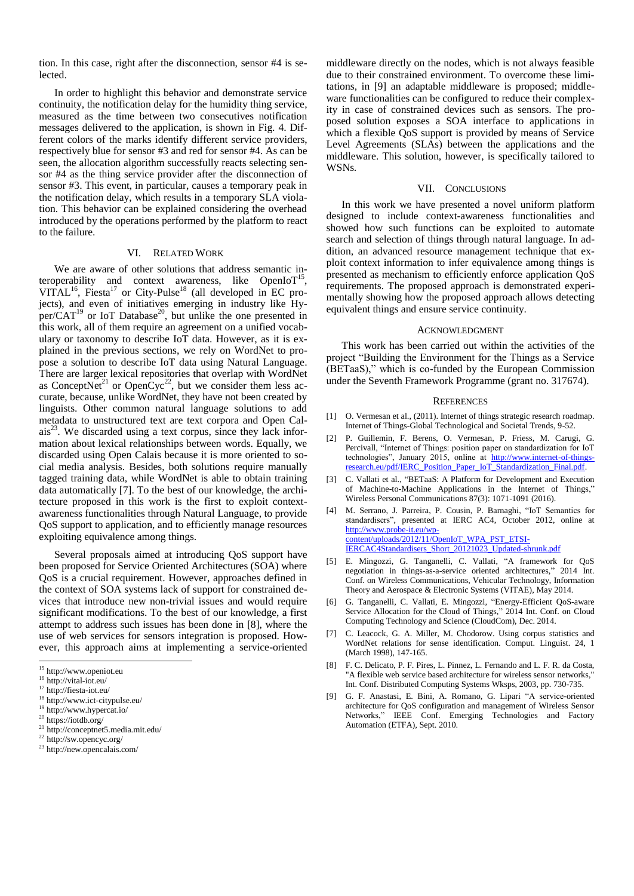tion. In this case, right after the disconnection, sensor #4 is selected.

In order to highlight this behavior and demonstrate service continuity, the notification delay for the humidity thing service, measured as the time between two consecutives notification messages delivered to the application, is shown in Fig. 4. Different colors of the marks identify different service providers, respectively blue for sensor #3 and red for sensor #4. As can be seen, the allocation algorithm successfully reacts selecting sensor #4 as the thing service provider after the disconnection of sensor #3. This event, in particular, causes a temporary peak in the notification delay, which results in a temporary SLA violation. This behavior can be explained considering the overhead introduced by the operations performed by the platform to react to the failure.

## VI. Related Work

We are aware of other solutions that address semantic interoperability and context awareness, like OpenIoT[15], VITAL[16], Fiesta[17] or City-Pulse[18] (all developed in EC projects), and even of initiatives emerging in industry like Hyper/CAT[19] or IoT Database[20], but unlike the one presented in this work, all of them require an agreement on a unified vocabulary or taxonomy to describe IoT data. However, as it is explained in the previous sections, we rely on WordNet to propose a solution to describe IoT data using Natural Language. There are larger lexical repositories that overlap with WordNet as ConceptNet[21] or OpenCyc[22], but we consider them less accurate, because, unlike WordNet, they have not been created by linguists. Other common natural language solutions to add metadata to unstructured text are text corpora and Open Calais[23]. We discarded using a text corpus, since they lack information about lexical relationships between words. Equally, we discarded using Open Calais because it is more oriented to social media analysis. Besides, both solutions require manually tagged training data, while WordNet is able to obtain training data automatically [7]. To the best of our knowledge, the architecture proposed in this work is the first to exploit context-awareness functionalities through Natural Language, to provide QoS support to application, and to efficiently manage resources exploiting equivalence among things.

Several proposals aimed at introducing QoS support have been proposed for Service Oriented Architectures (SOA) where QoS is a crucial requirement. However, approaches defined in the context of SOA systems lack of support for constrained devices that introduce new non-trivial issues and would require significant modifications. To the best of our knowledge, a first attempt to address such issues has been done in [8], where the use of web services for sensors integration is proposed. However, this approach aims at implementing a service-oriented middleware directly on the nodes, which is not always feasible due to their constrained environment. To overcome these limitations, in [9] an adaptable middleware is proposed; middleware functionalities can be configured to reduce their complexity in case of constrained devices such as sensors. The proposed solution exposes a SOA interface to applications in which a flexible QoS support is provided by means of Service Level Agreements (SLAs) between the applications and the middleware. This solution, however, is specifically tailored to WSNs.

## VII. Conclusions

In this work we have presented a novel uniform platform designed to include context-awareness functionalities and showed how such functions can be exploited to automate search and selection of things through natural language. In addition, an advanced resource management technique that exploit context information to infer equivalence among things is presented as mechanism to efficiently enforce application QoS requirements. The proposed approach is demonstrated experimentally showing how the proposed approach allows detecting equivalent things and ensure service continuity.

## Acknowledgment

This work has been carried out within the activities of the project "Building the Environment for the Things as a Service (BETaaS)," which is co-funded by the European Commission under the Seventh Framework Programme (grant no. 317674).

## References

[1] O. Vermesan et al., (2011). Internet of things strategic research roadmap. Internet of Things-Global Technological and Societal Trends, 9-52.

[2] P. Guillemin, F. Berens, O. Vermesan, P. Friess, M. Carugi, G. Percivall, "Internet of Things: position paper on standardization for IoT technologies", January 2015, online at http://www.internet-of-things-research.eu/pdf/IERC_Position_Paper_IoT_Standardization_Final.pdf.

[3] C. Vallati et al., "BETaaS: A Platform for Development and Execution of Machine-to-Machine Applications in the Internet of Things," Wireless Personal Communications 87(3): 1071-1091 (2016).

[4] M. Serrano, J. Parreira, P. Cousin, P. Barnaghi, "IoT Semantics for standardisers", presented at IERC AC4, October 2012, online at http://www.probe-it.eu/wp-content/uploads/2012/11/OpenIoT_WPA_PST_ETSI-IERCAC4Standardisers_Short_20121023_Updated-shrunk.pdf

[5] E. Mingozzi, G. Tanganelli, C. Vallati, "A framework for QoS negotiation in things-as-a-service oriented architectures," 2014 Int. Conf. on Wireless Communications, Vehicular Technology, Information Theory and Aerospace & Electronic Systems (VITAE), May 2014.

[6] G. Tanganelli, C. Vallati, E. Mingozzi, "Energy-Efficient QoS-aware Service Allocation for the Cloud of Things," 2014 Int. Conf. on Cloud Computing Technology and Science (CloudCom), Dec. 2014.

[7] C. Leacock, G. A. Miller, M. Chodorow. Using corpus statistics and WordNet relations for sense identification. Comput. Linguist. 24, 1 (March 1998), 147-165.

[8] F. C. Delicato, P. F. Pires, L. Pinnez, L. Fernando and L. F. R. da Costa, "A flexible web service based architecture for wireless sensor networks," Int. Conf. Distributed Computing Systems Wksps, 2003, pp. 730-735.

[9] G. F. Anastasi, E. Bini, A. Romano, G. Lipari "A service-oriented architecture for QoS configuration and management of Wireless Sensor Networks," IEEE Conf. Emerging Technologies and Factory Automation (ETFA), Sept. 2010.

[15] http://www.openiot.eu

[16] http://vital-iot.eu/

[17] http://fiesta-iot.eu/

[18] http://www.ict-citypulse.eu/

[19] http://www.hypercat.io/

[20] https://iotdb.org/

[21] http://conceptnet5.media.mit.edu/

[22] http://sw.opencyc.org/

[23] http://new.opencalais.com/